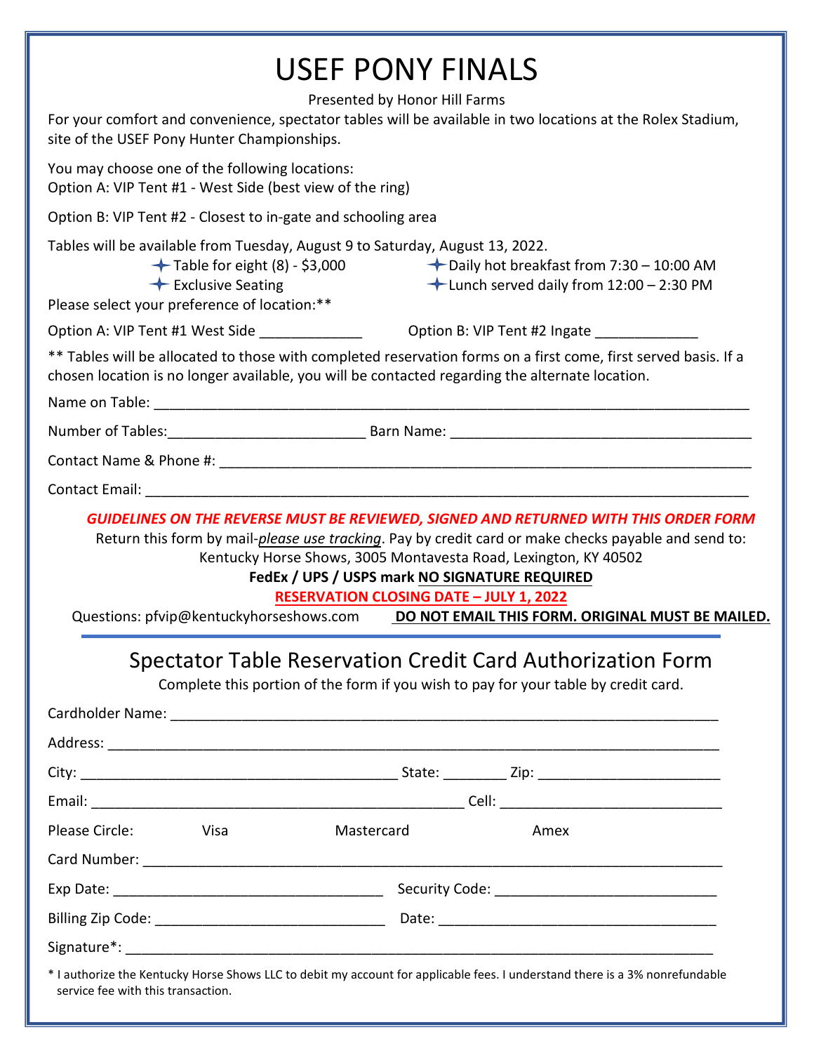# USEF PONY FINALS

Presented by Honor Hill Farms

For your comfort and convenience, spectator tables will be available in two locations at the Rolex Stadium, site of the USEF Pony Hunter Championships.

You may choose one of the following locations:
Option A: VIP Tent #1 - West Side (best view of the ring)

Option B: VIP Tent #2 - Closest to in-gate and schooling area

Tables will be available from Tuesday, August 9 to Saturday, August 13, 2022.

- Table for eight (8) - $3,000
- Exclusive Seating
- Daily hot breakfast from 7:30 – 10:00 AM
- Lunch served daily from 12:00 – 2:30 PM

Please select your preference of location:**

Option A: VIP Tent #1 West Side _____________ Option B: VIP Tent #2 Ingate _____________

** Tables will be allocated to those with completed reservation forms on a first come, first served basis. If a chosen location is no longer available, you will be contacted regarding the alternate location.

Name on Table: ______________________________________________________________________________

Number of Tables:________________________ Barn Name: ______________________________________

Contact Name & Phone #: ____________________________________________________________________

Contact Email: _______________________________________________________________________________

***GUIDELINES ON THE REVERSE MUST BE REVIEWED, SIGNED AND RETURNED WITH THIS ORDER FORM***

Return this form by mail-*please use tracking*. Pay by credit card or make checks payable and send to:
Kentucky Horse Shows, 3005 Montavesta Road, Lexington, KY 40502

**FedEx / UPS / USPS mark NO SIGNATURE REQUIRED**

**RESERVATION CLOSING DATE – JULY 1, 2022**

Questions: pfvip@kentuckyhorseshows.com **DO NOT EMAIL THIS FORM. ORIGINAL MUST BE MAILED.**

---

## Spectator Table Reservation Credit Card Authorization Form

Complete this portion of the form if you wish to pay for your table by credit card.

Cardholder Name: ____________________________________________________________________________

Address: ____________________________________________________________________________________

City: ________________________________________ State: ________ Zip: _______________________

Email: _______________________________________________ Cell: ___________________________

Please Circle: Visa Mastercard Amex

Card Number: _______________________________________________________________________________

Exp Date: __________________________________ Security Code: ___________________________

Billing Zip Code: _____________________________ Date: __________________________________

Signature*: __________________________________________________________________________________

* I authorize the Kentucky Horse Shows LLC to debit my account for applicable fees. I understand there is a 3% nonrefundable service fee with this transaction.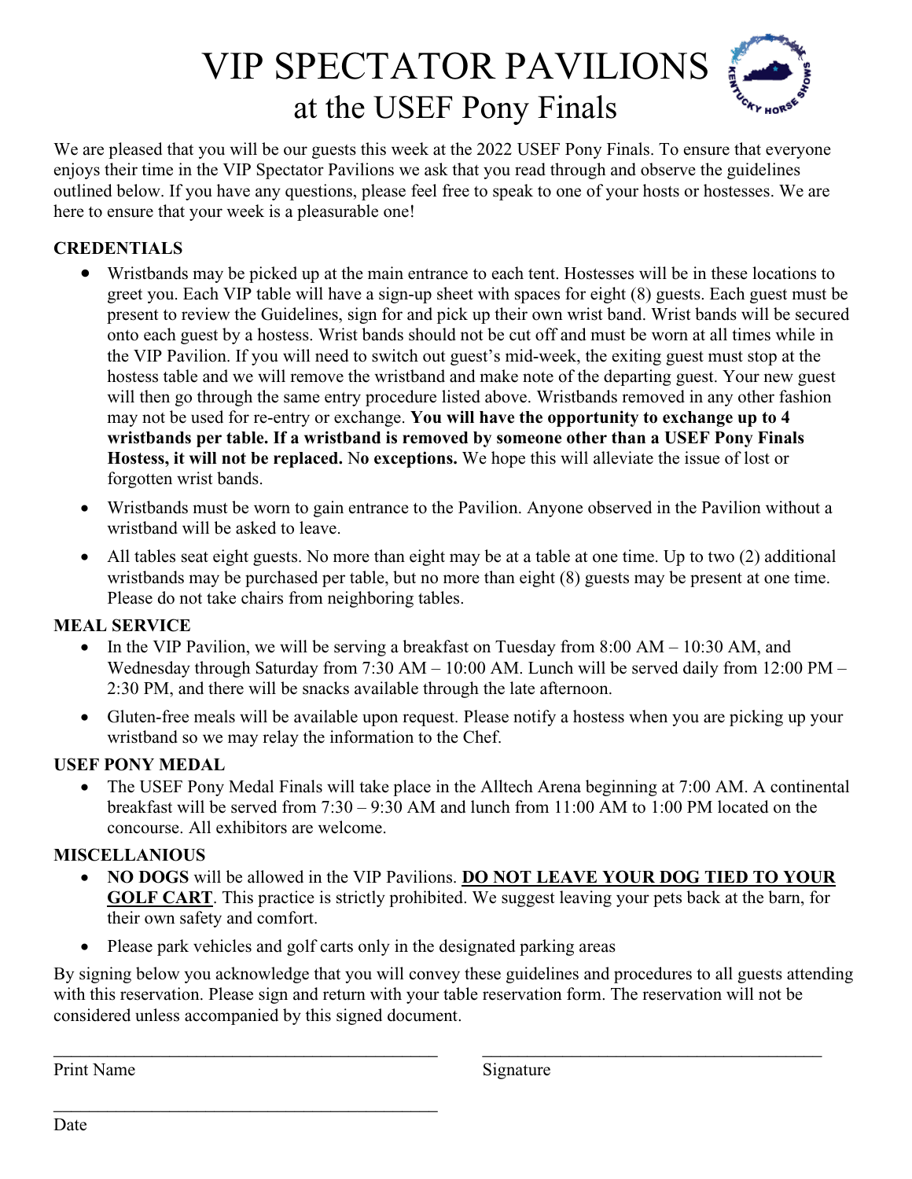# VIP SPECTATOR PAVILIONS

## at the USEF Pony Finals

We are pleased that you will be our guests this week at the 2022 USEF Pony Finals. To ensure that everyone enjoys their time in the VIP Spectator Pavilions we ask that you read through and observe the guidelines outlined below. If you have any questions, please feel free to speak to one of your hosts or hostesses. We are here to ensure that your week is a pleasurable one!

**CREDENTIALS**

- Wristbands may be picked up at the main entrance to each tent. Hostesses will be in these locations to greet you. Each VIP table will have a sign-up sheet with spaces for eight (8) guests. Each guest must be present to review the Guidelines, sign for and pick up their own wrist band. Wrist bands will be secured onto each guest by a hostess. Wrist bands should not be cut off and must be worn at all times while in the VIP Pavilion. If you will need to switch out guest's mid-week, the exiting guest must stop at the hostess table and we will remove the wristband and make note of the departing guest. Your new guest will then go through the same entry procedure listed above. Wristbands removed in any other fashion may not be used for re-entry or exchange. **You will have the opportunity to exchange up to 4 wristbands per table. If a wristband is removed by someone other than a USEF Pony Finals Hostess, it will not be replaced.** N**o exceptions.** We hope this will alleviate the issue of lost or forgotten wrist bands.
- Wristbands must be worn to gain entrance to the Pavilion. Anyone observed in the Pavilion without a wristband will be asked to leave.
- All tables seat eight guests. No more than eight may be at a table at one time. Up to two (2) additional wristbands may be purchased per table, but no more than eight (8) guests may be present at one time. Please do not take chairs from neighboring tables.

**MEAL SERVICE**

- In the VIP Pavilion, we will be serving a breakfast on Tuesday from 8:00 AM – 10:30 AM, and Wednesday through Saturday from 7:30 AM – 10:00 AM. Lunch will be served daily from 12:00 PM – 2:30 PM, and there will be snacks available through the late afternoon.
- Gluten-free meals will be available upon request. Please notify a hostess when you are picking up your wristband so we may relay the information to the Chef.

**USEF PONY MEDAL**

- The USEF Pony Medal Finals will take place in the Alltech Arena beginning at 7:00 AM. A continental breakfast will be served from 7:30 – 9:30 AM and lunch from 11:00 AM to 1:00 PM located on the concourse. All exhibitors are welcome.

**MISCELLANIOUS**

- **NO DOGS** will be allowed in the VIP Pavilions. **<u>DO NOT LEAVE YOUR DOG TIED TO YOUR GOLF CART</u>**. This practice is strictly prohibited. We suggest leaving your pets back at the barn, for their own safety and comfort.
- Please park vehicles and golf carts only in the designated parking areas

By signing below you acknowledge that you will convey these guidelines and procedures to all guests attending with this reservation. Please sign and return with your table reservation form. The reservation will not be considered unless accompanied by this signed document.

\_\_\_\_\_\_\_\_\_\_\_\_\_\_\_\_\_\_\_\_\_\_\_\_\_\_\_\_\_\_\_\_\_\_\_\_\_\_\_\_ \_\_\_\_\_\_\_\_\_\_\_\_\_\_\_\_\_\_\_\_\_\_\_\_\_\_\_\_\_\_\_\_\_\_\_\_\_\_\_\_

Print Name Signature

\_\_\_\_\_\_\_\_\_\_\_\_\_\_\_\_\_\_\_\_\_\_\_\_\_\_\_\_\_\_\_\_\_\_\_\_\_\_\_\_

Date